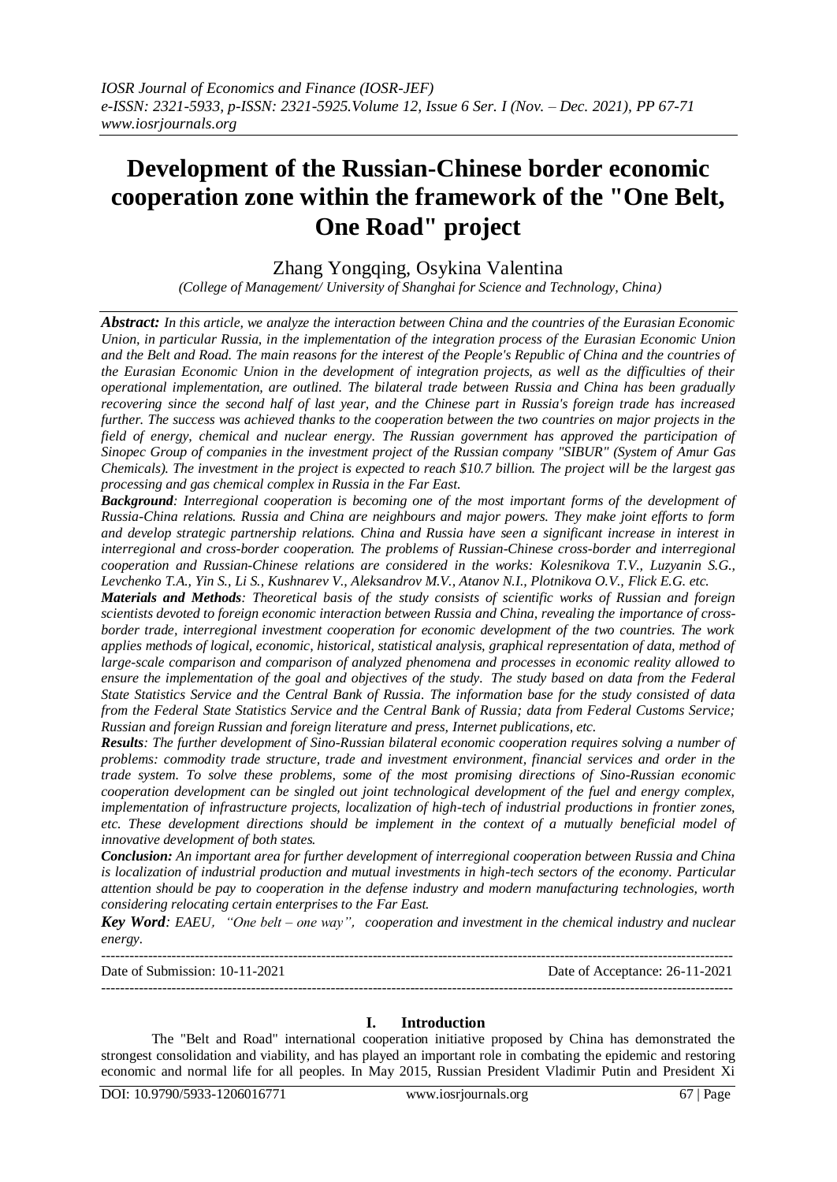# Development of the Russian-Chinese border economic cooperation zone within the framework of the "One Belt, One Road" project

Zhang Yongqing, Osykina Valentina

*(College of Management/ University of Shanghai for Science and Technology, China)*

***Abstract:*** *In this article, we analyze the interaction between China and the countries of the Eurasian Economic Union, in particular Russia, in the implementation of the integration process of the Eurasian Economic Union and the Belt and Road. The main reasons for the interest of the People's Republic of China and the countries of the Eurasian Economic Union in the development of integration projects, as well as the difficulties of their operational implementation, are outlined. The bilateral trade between Russia and China has been gradually recovering since the second half of last year, and the Chinese part in Russia's foreign trade has increased further. The success was achieved thanks to the cooperation between the two countries on major projects in the field of energy, chemical and nuclear energy. The Russian government has approved the participation of Sinopec Group of companies in the investment project of the Russian company "SIBUR" (System of Amur Gas Chemicals). The investment in the project is expected to reach $10.7 billion. The project will be the largest gas processing and gas chemical complex in Russia in the Far East.*

***Background****: Interregional cooperation is becoming one of the most important forms of the development of Russia-China relations. Russia and China are neighbours and major powers. They make joint efforts to form and develop strategic partnership relations. China and Russia have seen a significant increase in interest in interregional and cross-border cooperation. The problems of Russian-Chinese cross-border and interregional cooperation and Russian-Chinese relations are considered in the works: Kolesnikova T.V., Luzyanin S.G., Levchenko T.A., Yin S., Li S., Kushnarev V., Aleksandrov M.V., Atanov N.I., Plotnikova O.V., Flick E.G. etc.*

***Materials and Methods****: Theoretical basis of the study consists of scientific works of Russian and foreign scientists devoted to foreign economic interaction between Russia and China, revealing the importance of cross-border trade, interregional investment cooperation for economic development of the two countries. The work applies methods of logical, economic, historical, statistical analysis, graphical representation of data, method of large-scale comparison and comparison of analyzed phenomena and processes in economic reality allowed to ensure the implementation of the goal and objectives of the study. The study based on data from the Federal State Statistics Service and the Central Bank of Russia. The information base for the study consisted of data from the Federal State Statistics Service and the Central Bank of Russia; data from Federal Customs Service; Russian and foreign Russian and foreign literature and press, Internet publications, etc.*

***Results****: The further development of Sino-Russian bilateral economic cooperation requires solving a number of problems: commodity trade structure, trade and investment environment, financial services and order in the trade system. To solve these problems, some of the most promising directions of Sino-Russian economic cooperation development can be singled out joint technological development of the fuel and energy complex, implementation of infrastructure projects, localization of high-tech of industrial productions in frontier zones, etc. These development directions should be implement in the context of a mutually beneficial model of innovative development of both states.*

***Conclusion:*** *An important area for further development of interregional cooperation between Russia and China is localization of industrial production and mutual investments in high-tech sectors of the economy. Particular attention should be pay to cooperation in the defense industry and modern manufacturing technologies, worth considering relocating certain enterprises to the Far East.*

***Key Word****: EAEU, "One belt – one way", cooperation and investment in the chemical industry and nuclear energy.*

---

Date of Submission: 10-11-2021 | Date of Acceptance: 26-11-2021

---

## I. Introduction

The "Belt and Road" international cooperation initiative proposed by China has demonstrated the strongest consolidation and viability, and has played an important role in combating the epidemic and restoring economic and normal life for all peoples. In May 2015, Russian President Vladimir Putin and President Xi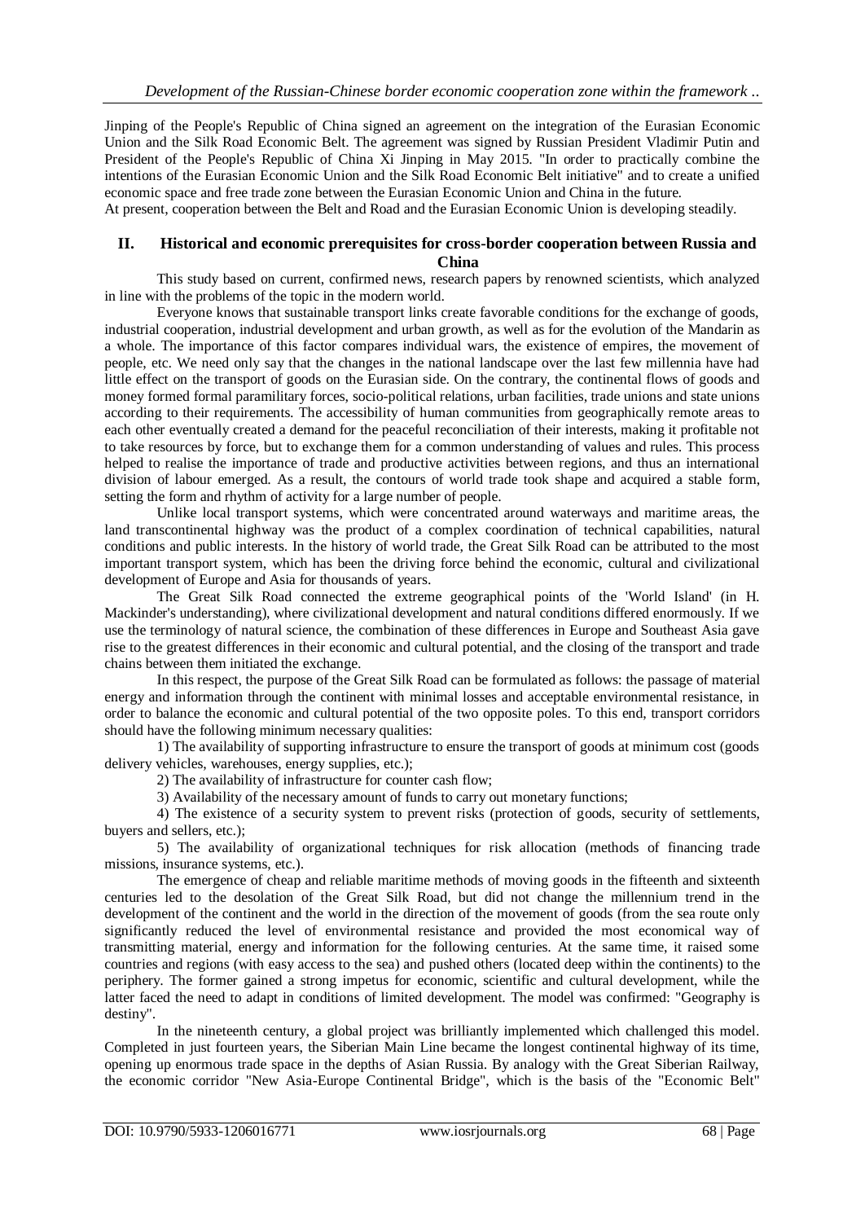Jinping of the People's Republic of China signed an agreement on the integration of the Eurasian Economic Union and the Silk Road Economic Belt. The agreement was signed by Russian President Vladimir Putin and President of the People's Republic of China Xi Jinping in May 2015. "In order to practically combine the intentions of the Eurasian Economic Union and the Silk Road Economic Belt initiative" and to create a unified economic space and free trade zone between the Eurasian Economic Union and China in the future.

At present, cooperation between the Belt and Road and the Eurasian Economic Union is developing steadily.

## II. Historical and economic prerequisites for cross-border cooperation between Russia and China

This study based on current, confirmed news, research papers by renowned scientists, which analyzed in line with the problems of the topic in the modern world.

Everyone knows that sustainable transport links create favorable conditions for the exchange of goods, industrial cooperation, industrial development and urban growth, as well as for the evolution of the Mandarin as a whole. The importance of this factor compares individual wars, the existence of empires, the movement of people, etc. We need only say that the changes in the national landscape over the last few millennia have had little effect on the transport of goods on the Eurasian side. On the contrary, the continental flows of goods and money formed formal paramilitary forces, socio-political relations, urban facilities, trade unions and state unions according to their requirements. The accessibility of human communities from geographically remote areas to each other eventually created a demand for the peaceful reconciliation of their interests, making it profitable not to take resources by force, but to exchange them for a common understanding of values and rules. This process helped to realise the importance of trade and productive activities between regions, and thus an international division of labour emerged. As a result, the contours of world trade took shape and acquired a stable form, setting the form and rhythm of activity for a large number of people.

Unlike local transport systems, which were concentrated around waterways and maritime areas, the land transcontinental highway was the product of a complex coordination of technical capabilities, natural conditions and public interests. In the history of world trade, the Great Silk Road can be attributed to the most important transport system, which has been the driving force behind the economic, cultural and civilizational development of Europe and Asia for thousands of years.

The Great Silk Road connected the extreme geographical points of the 'World Island' (in H. Mackinder's understanding), where civilizational development and natural conditions differed enormously. If we use the terminology of natural science, the combination of these differences in Europe and Southeast Asia gave rise to the greatest differences in their economic and cultural potential, and the closing of the transport and trade chains between them initiated the exchange.

In this respect, the purpose of the Great Silk Road can be formulated as follows: the passage of material energy and information through the continent with minimal losses and acceptable environmental resistance, in order to balance the economic and cultural potential of the two opposite poles. To this end, transport corridors should have the following minimum necessary qualities:

1) The availability of supporting infrastructure to ensure the transport of goods at minimum cost (goods delivery vehicles, warehouses, energy supplies, etc.);

2) The availability of infrastructure for counter cash flow;

3) Availability of the necessary amount of funds to carry out monetary functions;

4) The existence of a security system to prevent risks (protection of goods, security of settlements, buyers and sellers, etc.);

5) The availability of organizational techniques for risk allocation (methods of financing trade missions, insurance systems, etc.).

The emergence of cheap and reliable maritime methods of moving goods in the fifteenth and sixteenth centuries led to the desolation of the Great Silk Road, but did not change the millennium trend in the development of the continent and the world in the direction of the movement of goods (from the sea route only significantly reduced the level of environmental resistance and provided the most economical way of transmitting material, energy and information for the following centuries. At the same time, it raised some countries and regions (with easy access to the sea) and pushed others (located deep within the continents) to the periphery. The former gained a strong impetus for economic, scientific and cultural development, while the latter faced the need to adapt in conditions of limited development. The model was confirmed: "Geography is destiny".

In the nineteenth century, a global project was brilliantly implemented which challenged this model. Completed in just fourteen years, the Siberian Main Line became the longest continental highway of its time, opening up enormous trade space in the depths of Asian Russia. By analogy with the Great Siberian Railway, the economic corridor "New Asia-Europe Continental Bridge", which is the basis of the "Economic Belt"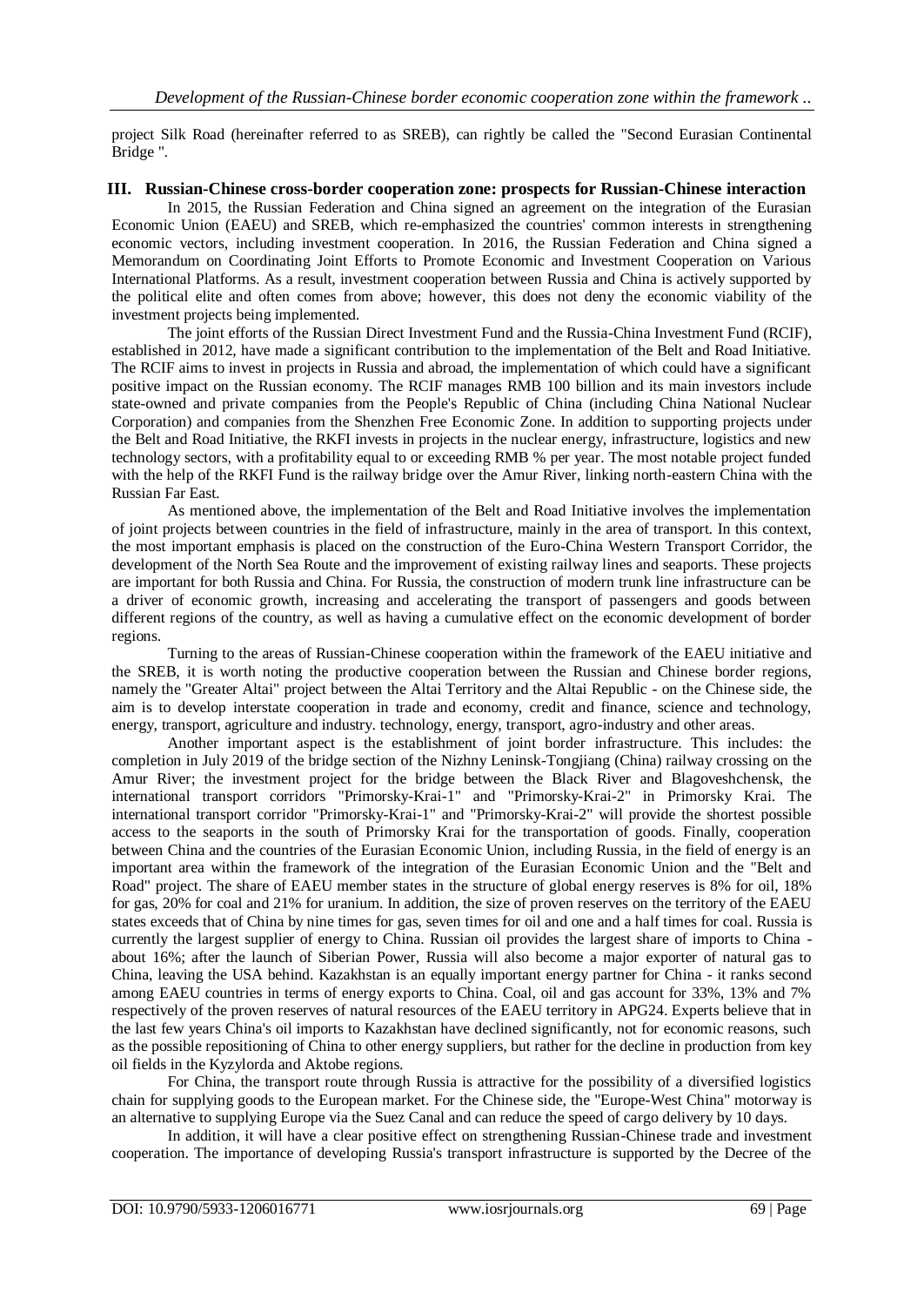project Silk Road (hereinafter referred to as SREB), can rightly be called the "Second Eurasian Continental Bridge ".

## III. Russian-Chinese cross-border cooperation zone: prospects for Russian-Chinese interaction

In 2015, the Russian Federation and China signed an agreement on the integration of the Eurasian Economic Union (EAEU) and SREB, which re-emphasized the countries' common interests in strengthening economic vectors, including investment cooperation. In 2016, the Russian Federation and China signed a Memorandum on Coordinating Joint Efforts to Promote Economic and Investment Cooperation on Various International Platforms. As a result, investment cooperation between Russia and China is actively supported by the political elite and often comes from above; however, this does not deny the economic viability of the investment projects being implemented.

The joint efforts of the Russian Direct Investment Fund and the Russia-China Investment Fund (RCIF), established in 2012, have made a significant contribution to the implementation of the Belt and Road Initiative. The RCIF aims to invest in projects in Russia and abroad, the implementation of which could have a significant positive impact on the Russian economy. The RCIF manages RMB 100 billion and its main investors include state-owned and private companies from the People's Republic of China (including China National Nuclear Corporation) and companies from the Shenzhen Free Economic Zone. In addition to supporting projects under the Belt and Road Initiative, the RKFI invests in projects in the nuclear energy, infrastructure, logistics and new technology sectors, with a profitability equal to or exceeding RMB % per year. The most notable project funded with the help of the RKFI Fund is the railway bridge over the Amur River, linking north-eastern China with the Russian Far East.

As mentioned above, the implementation of the Belt and Road Initiative involves the implementation of joint projects between countries in the field of infrastructure, mainly in the area of transport. In this context, the most important emphasis is placed on the construction of the Euro-China Western Transport Corridor, the development of the North Sea Route and the improvement of existing railway lines and seaports. These projects are important for both Russia and China. For Russia, the construction of modern trunk line infrastructure can be a driver of economic growth, increasing and accelerating the transport of passengers and goods between different regions of the country, as well as having a cumulative effect on the economic development of border regions.

Turning to the areas of Russian-Chinese cooperation within the framework of the EAEU initiative and the SREB, it is worth noting the productive cooperation between the Russian and Chinese border regions, namely the "Greater Altai" project between the Altai Territory and the Altai Republic - on the Chinese side, the aim is to develop interstate cooperation in trade and economy, credit and finance, science and technology, energy, transport, agriculture and industry. technology, energy, transport, agro-industry and other areas.

Another important aspect is the establishment of joint border infrastructure. This includes: the completion in July 2019 of the bridge section of the Nizhny Leninsk-Tongjiang (China) railway crossing on the Amur River; the investment project for the bridge between the Black River and Blagoveshchensk, the international transport corridors "Primorsky-Krai-1" and "Primorsky-Krai-2" in Primorsky Krai. The international transport corridor "Primorsky-Krai-1" and "Primorsky-Krai-2" will provide the shortest possible access to the seaports in the south of Primorsky Krai for the transportation of goods. Finally, cooperation between China and the countries of the Eurasian Economic Union, including Russia, in the field of energy is an important area within the framework of the integration of the Eurasian Economic Union and the "Belt and Road" project. The share of EAEU member states in the structure of global energy reserves is 8% for oil, 18% for gas, 20% for coal and 21% for uranium. In addition, the size of proven reserves on the territory of the EAEU states exceeds that of China by nine times for gas, seven times for oil and one and a half times for coal. Russia is currently the largest supplier of energy to China. Russian oil provides the largest share of imports to China - about 16%; after the launch of Siberian Power, Russia will also become a major exporter of natural gas to China, leaving the USA behind. Kazakhstan is an equally important energy partner for China - it ranks second among EAEU countries in terms of energy exports to China. Coal, oil and gas account for 33%, 13% and 7% respectively of the proven reserves of natural resources of the EAEU territory in APG24. Experts believe that in the last few years China's oil imports to Kazakhstan have declined significantly, not for economic reasons, such as the possible repositioning of China to other energy suppliers, but rather for the decline in production from key oil fields in the Kyzylorda and Aktobe regions.

For China, the transport route through Russia is attractive for the possibility of a diversified logistics chain for supplying goods to the European market. For the Chinese side, the "Europe-West China" motorway is an alternative to supplying Europe via the Suez Canal and can reduce the speed of cargo delivery by 10 days.

In addition, it will have a clear positive effect on strengthening Russian-Chinese trade and investment cooperation. The importance of developing Russia's transport infrastructure is supported by the Decree of the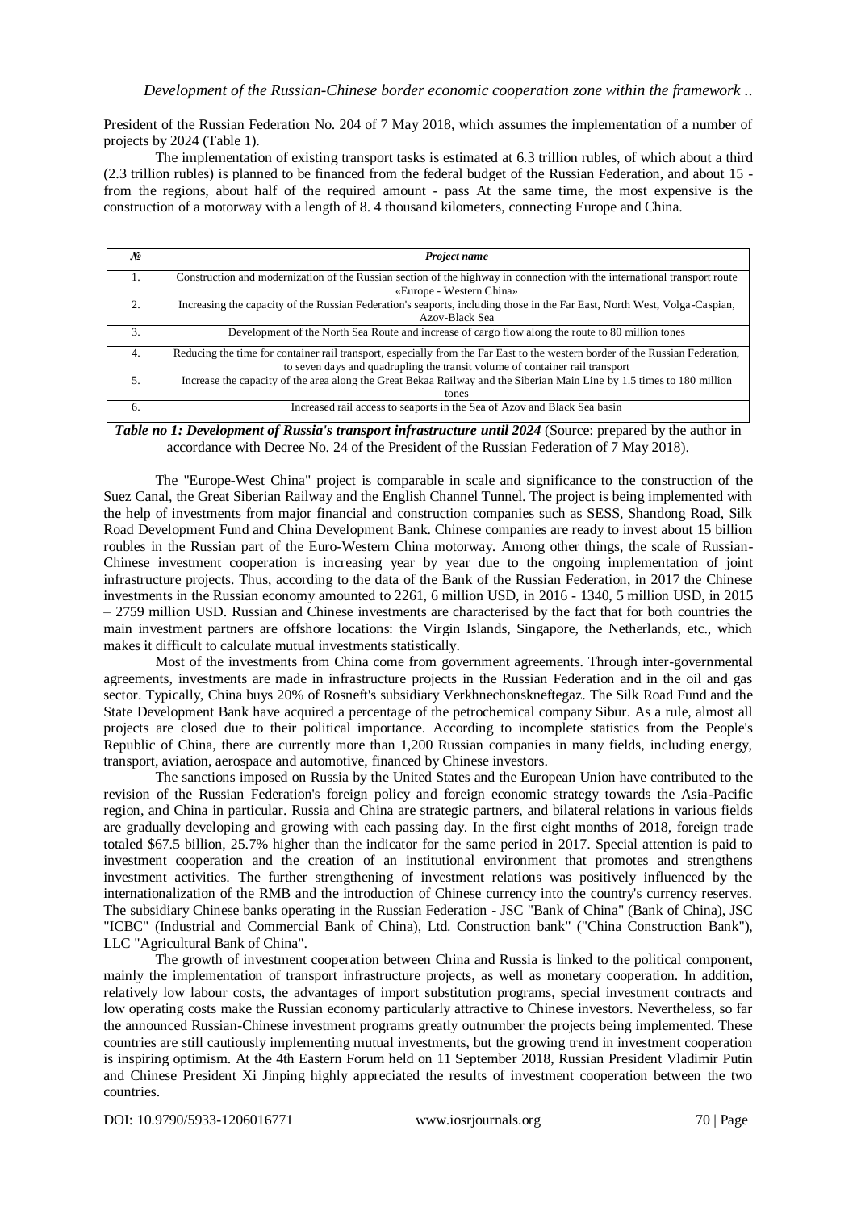President of the Russian Federation No. 204 of 7 May 2018, which assumes the implementation of a number of projects by 2024 (Table 1).

The implementation of existing transport tasks is estimated at 6.3 trillion rubles, of which about a third (2.3 trillion rubles) is planned to be financed from the federal budget of the Russian Federation, and about 15 - from the regions, about half of the required amount - pass At the same time, the most expensive is the construction of a motorway with a length of 8. 4 thousand kilometers, connecting Europe and China.

| № | *Project name* |
|---|---|
| 1. | Construction and modernization of the Russian section of the highway in connection with the international transport route «Europe - Western China» |
| 2. | Increasing the capacity of the Russian Federation's seaports, including those in the Far East, North West, Volga-Caspian, Azov-Black Sea |
| 3. | Development of the North Sea Route and increase of cargo flow along the route to 80 million tones |
| 4. | Reducing the time for container rail transport, especially from the Far East to the western border of the Russian Federation, to seven days and quadrupling the transit volume of container rail transport |
| 5. | Increase the capacity of the area along the Great Bekaa Railway and the Siberian Main Line by 1.5 times to 180 million tones |
| 6. | Increased rail access to seaports in the Sea of Azov and Black Sea basin |

***Table no 1: Development of Russia's transport infrastructure until 2024*** (Source: prepared by the author in accordance with Decree No. 24 of the President of the Russian Federation of 7 May 2018).

The "Europe-West China" project is comparable in scale and significance to the construction of the Suez Canal, the Great Siberian Railway and the English Channel Tunnel. The project is being implemented with the help of investments from major financial and construction companies such as SESS, Shandong Road, Silk Road Development Fund and China Development Bank. Chinese companies are ready to invest about 15 billion roubles in the Russian part of the Euro-Western China motorway. Among other things, the scale of Russian-Chinese investment cooperation is increasing year by year due to the ongoing implementation of joint infrastructure projects. Thus, according to the data of the Bank of the Russian Federation, in 2017 the Chinese investments in the Russian economy amounted to 2261, 6 million USD, in 2016 - 1340, 5 million USD, in 2015 – 2759 million USD. Russian and Chinese investments are characterised by the fact that for both countries the main investment partners are offshore locations: the Virgin Islands, Singapore, the Netherlands, etc., which makes it difficult to calculate mutual investments statistically.

Most of the investments from China come from government agreements. Through inter-governmental agreements, investments are made in infrastructure projects in the Russian Federation and in the oil and gas sector. Typically, China buys 20% of Rosneft's subsidiary Verkhnechonskneftegaz. The Silk Road Fund and the State Development Bank have acquired a percentage of the petrochemical company Sibur. As a rule, almost all projects are closed due to their political importance. According to incomplete statistics from the People's Republic of China, there are currently more than 1,200 Russian companies in many fields, including energy, transport, aviation, aerospace and automotive, financed by Chinese investors.

The sanctions imposed on Russia by the United States and the European Union have contributed to the revision of the Russian Federation's foreign policy and foreign economic strategy towards the Asia-Pacific region, and China in particular. Russia and China are strategic partners, and bilateral relations in various fields are gradually developing and growing with each passing day. In the first eight months of 2018, foreign trade totaled $67.5 billion, 25.7% higher than the indicator for the same period in 2017. Special attention is paid to investment cooperation and the creation of an institutional environment that promotes and strengthens investment activities. The further strengthening of investment relations was positively influenced by the internationalization of the RMB and the introduction of Chinese currency into the country's currency reserves. The subsidiary Chinese banks operating in the Russian Federation - JSC "Bank of China" (Bank of China), JSC "ICBC" (Industrial and Commercial Bank of China), Ltd. Construction bank" ("China Construction Bank"), LLC "Agricultural Bank of China".

The growth of investment cooperation between China and Russia is linked to the political component, mainly the implementation of transport infrastructure projects, as well as monetary cooperation. In addition, relatively low labour costs, the advantages of import substitution programs, special investment contracts and low operating costs make the Russian economy particularly attractive to Chinese investors. Nevertheless, so far the announced Russian-Chinese investment programs greatly outnumber the projects being implemented. These countries are still cautiously implementing mutual investments, but the growing trend in investment cooperation is inspiring optimism. At the 4th Eastern Forum held on 11 September 2018, Russian President Vladimir Putin and Chinese President Xi Jinping highly appreciated the results of investment cooperation between the two countries.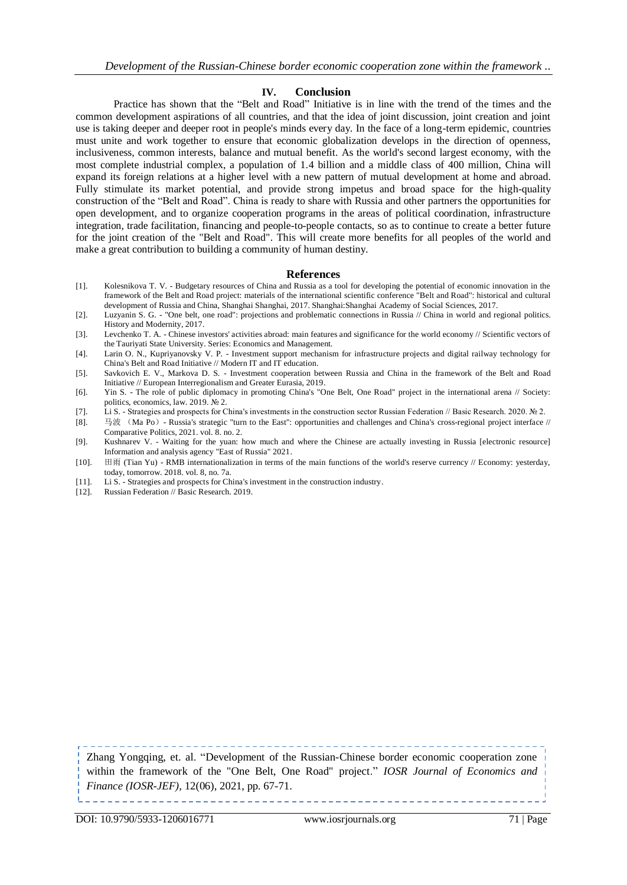## IV. Conclusion

Practice has shown that the "Belt and Road" Initiative is in line with the trend of the times and the common development aspirations of all countries, and that the idea of joint discussion, joint creation and joint use is taking deeper and deeper root in people's minds every day. In the face of a long-term epidemic, countries must unite and work together to ensure that economic globalization develops in the direction of openness, inclusiveness, common interests, balance and mutual benefit. As the world's second largest economy, with the most complete industrial complex, a population of 1.4 billion and a middle class of 400 million, China will expand its foreign relations at a higher level with a new pattern of mutual development at home and abroad. Fully stimulate its market potential, and provide strong impetus and broad space for the high-quality construction of the "Belt and Road". China is ready to share with Russia and other partners the opportunities for open development, and to organize cooperation programs in the areas of political coordination, infrastructure integration, trade facilitation, financing and people-to-people contacts, so as to continue to create a better future for the joint creation of the "Belt and Road". This will create more benefits for all peoples of the world and make a great contribution to building a community of human destiny.

## References

[1]. Kolesnikova T. V. - Budgetary resources of China and Russia as a tool for developing the potential of economic innovation in the framework of the Belt and Road project: materials of the international scientific conference "Belt and Road": historical and cultural development of Russia and China, Shanghai Shanghai, 2017. Shanghai:Shanghai Academy of Social Sciences, 2017.

[2]. Luzyanin S. G. - "One belt, one road": projections and problematic connections in Russia // China in world and regional politics. History and Modernity, 2017.

[3]. Levchenko T. A. - Chinese investors' activities abroad: main features and significance for the world economy // Scientific vectors of the Tauriyati State University. Series: Economics and Management.

[4]. Larin O. N., Kupriyanovsky V. P. - Investment support mechanism for infrastructure projects and digital railway technology for China's Belt and Road Initiative // Modern IT and IT education.

[5]. Savkovich E. V., Markova D. S. - Investment cooperation between Russia and China in the framework of the Belt and Road Initiative // European Interregionalism and Greater Eurasia, 2019.

[6]. Yin S. - The role of public diplomacy in promoting China's "One Belt, One Road" project in the international arena // Society: politics, economics, law. 2019. № 2.

[7]. Li S. - Strategies and prospects for China's investments in the construction sector Russian Federation // Basic Research. 2020. № 2.

[8]. 马波 （Ma Po）- Russia's strategic "turn to the East": opportunities and challenges and China's cross-regional project interface // Comparative Politics, 2021. vol. 8. no. 2.

[9]. Kushnarev V. - Waiting for the yuan: how much and where the Chinese are actually investing in Russia [electronic resource] Information and analysis agency "East of Russia" 2021.

[10]. 田雨 (Tian Yu) - RMB internationalization in terms of the main functions of the world's reserve currency // Economy: yesterday, today, tomorrow. 2018. vol. 8, no. 7a.

[11]. Li S. - Strategies and prospects for China's investment in the construction industry.

[12]. Russian Federation // Basic Research. 2019.

Zhang Yongqing, et. al. "Development of the Russian-Chinese border economic cooperation zone within the framework of the "One Belt, One Road" project." *IOSR Journal of Economics and Finance (IOSR-JEF)*, 12(06), 2021, pp. 67-71.